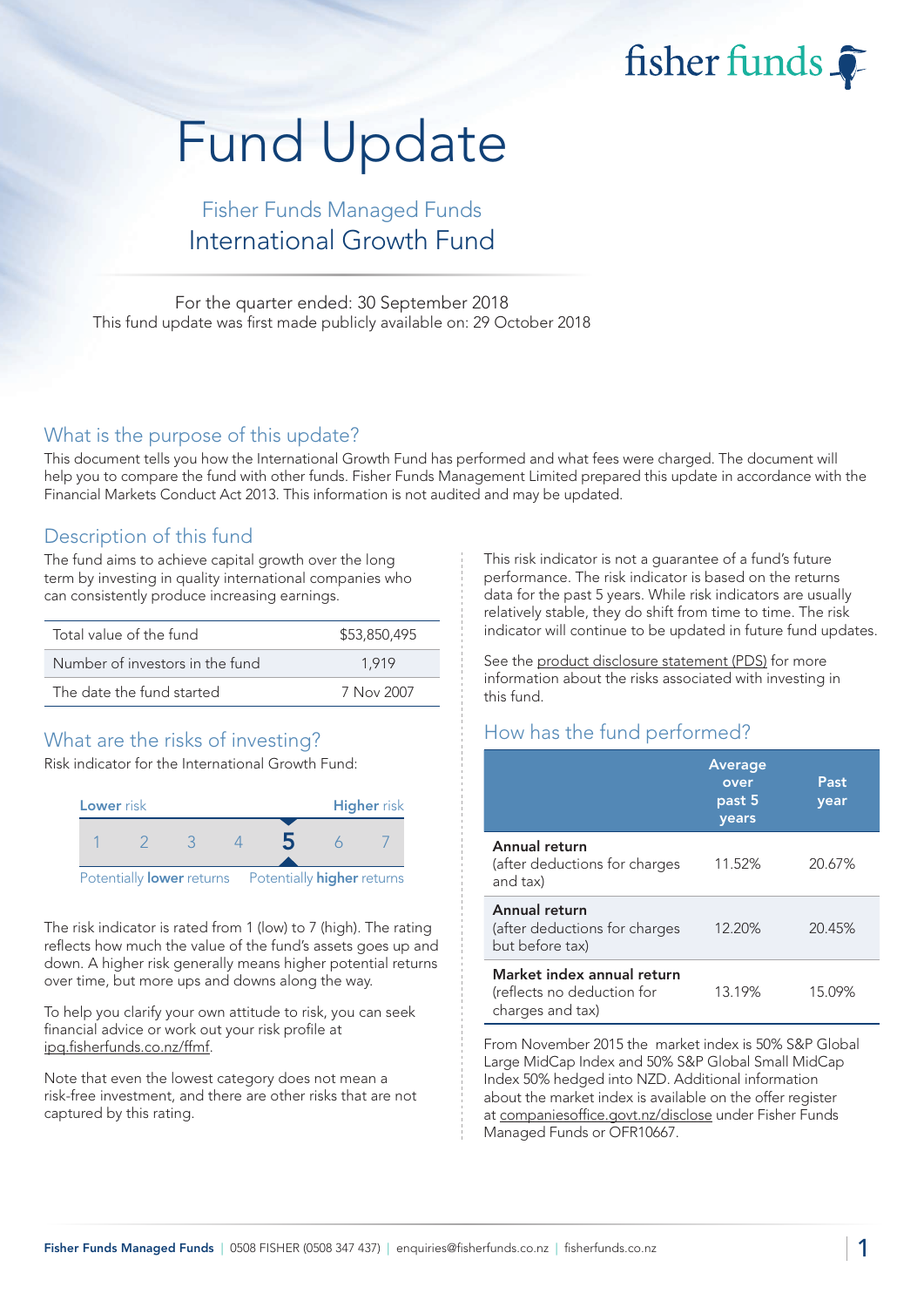# Fund Update

## Fisher Funds Managed Funds
## International Growth Fund

For the quarter ended: 30 September 2018
This fund update was first made publicly available on: 29 October 2018

## What is the purpose of this update?

This document tells you how the International Growth Fund has performed and what fees were charged. The document will help you to compare the fund with other funds. Fisher Funds Management Limited prepared this update in accordance with the Financial Markets Conduct Act 2013. This information is not audited and may be updated.

## Description of this fund

The fund aims to achieve capital growth over the long term by investing in quality international companies who can consistently produce increasing earnings.

| | |
|---|---|
| Total value of the fund | $53,850,495 |
| Number of investors in the fund | 1,919 |
| The date the fund started | 7 Nov 2007 |

## What are the risks of investing?

Risk indicator for the International Growth Fund:

| Lower risk | | | | | | Higher risk |
|---|---|---|---|---|---|---|
| 1 | 2 | 3 | 4 | **5** | 6 | 7 |
| Potentially **lower** returns | | | | | | Potentially **higher** returns |

The risk indicator is rated from 1 (low) to 7 (high). The rating reflects how much the value of the fund's assets goes up and down. A higher risk generally means higher potential returns over time, but more ups and downs along the way.

To help you clarify your own attitude to risk, you can seek financial advice or work out your risk profile at ipq.fisherfunds.co.nz/ffmf.

Note that even the lowest category does not mean a risk-free investment, and there are other risks that are not captured by this rating.

This risk indicator is not a guarantee of a fund's future performance. The risk indicator is based on the returns data for the past 5 years. While risk indicators are usually relatively stable, they do shift from time to time. The risk indicator will continue to be updated in future fund updates.

See the product disclosure statement (PDS) for more information about the risks associated with investing in this fund.

## How has the fund performed?

| | Average over past 5 years | Past year |
|---|---|---|
| **Annual return** (after deductions for charges and tax) | 11.52% | 20.67% |
| **Annual return** (after deductions for charges but before tax) | 12.20% | 20.45% |
| **Market index annual return** (reflects no deduction for charges and tax) | 13.19% | 15.09% |

From November 2015 the market index is 50% S&P Global Large MidCap Index and 50% S&P Global Small MidCap Index 50% hedged into NZD. Additional information about the market index is available on the offer register at companiesoffice.govt.nz/disclose under Fisher Funds Managed Funds or OFR10667.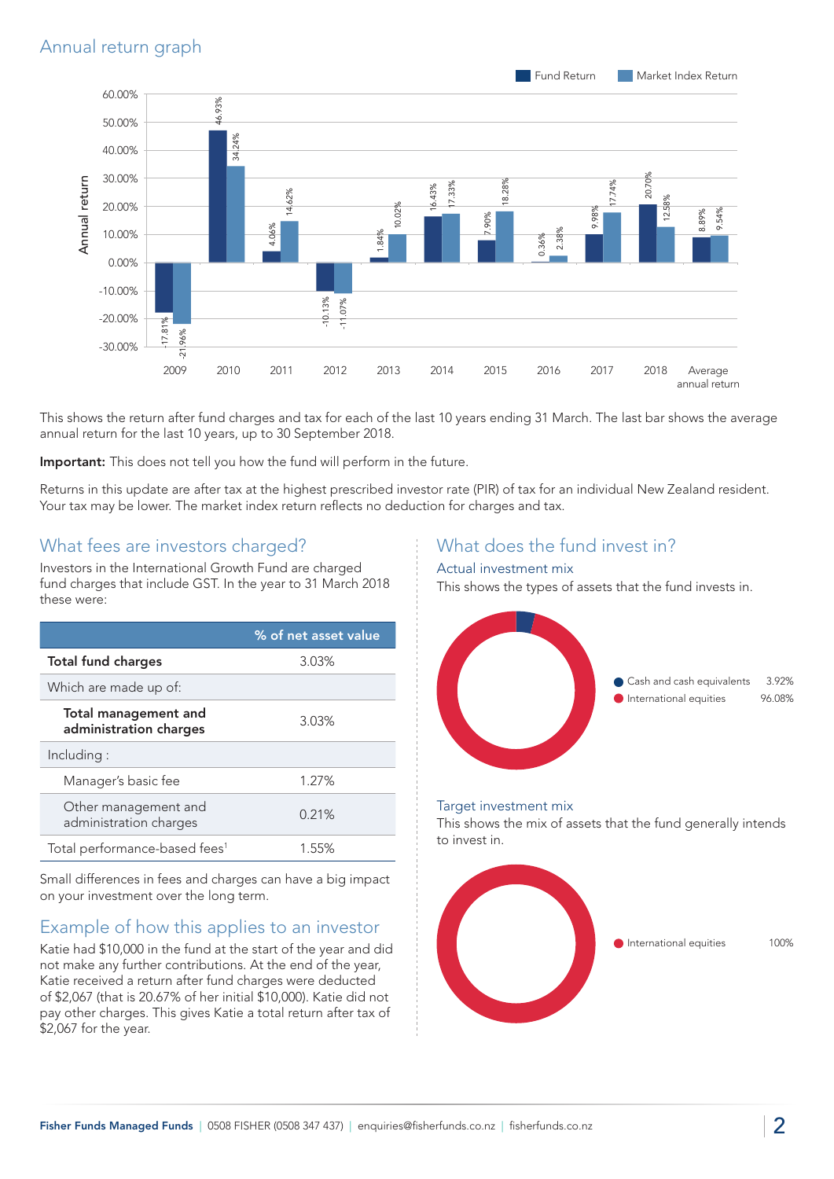## Annual return graph

| Year | Fund Return | Market Index Return |
|---|---|---|
| 2009 | -17.81% | -21.96% |
| 2010 | 46.93% | 34.24% |
| 2011 | 4.06% | 14.62% |
| 2012 | -10.13% | -11.07% |
| 2013 | 1.84% | 10.02% |
| 2014 | 16.43% | 17.33% |
| 2015 | 7.90% | 18.28% |
| 2016 | 0.36% | 2.38% |
| 2017 | 9.98% | 17.74% |
| 2018 | 20.70% | 12.58% |
| Average annual return | 8.89% | 9.54% |

This shows the return after fund charges and tax for each of the last 10 years ending 31 March. The last bar shows the average annual return for the last 10 years, up to 30 September 2018.

**Important:** This does not tell you how the fund will perform in the future.

Returns in this update are after tax at the highest prescribed investor rate (PIR) of tax for an individual New Zealand resident. Your tax may be lower. The market index return reflects no deduction for charges and tax.

## What fees are investors charged?

Investors in the International Growth Fund are charged fund charges that include GST. In the year to 31 March 2018 these were:

| | % of net asset value |
|---|---|
| **Total fund charges** | 3.03% |
| Which are made up of: | |
| **Total management and administration charges** | 3.03% |
| Including : | |
| Manager's basic fee | 1.27% |
| Other management and administration charges | 0.21% |
| Total performance-based fees[1] | 1.55% |

Small differences in fees and charges can have a big impact on your investment over the long term.

## Example of how this applies to an investor

Katie had $10,000 in the fund at the start of the year and did not make any further contributions. At the end of the year, Katie received a return after fund charges were deducted of $2,067 (that is 20.67% of her initial $10,000). Katie did not pay other charges. This gives Katie a total return after tax of $2,067 for the year.

## What does the fund invest in?

### Actual investment mix

This shows the types of assets that the fund invests in.

| Asset | % |
|---|---|
| Cash and cash equivalents | 3.92% |
| International equities | 96.08% |

### Target investment mix

This shows the mix of assets that the fund generally intends to invest in.

| Asset | % |
|---|---|
| International equities | 100% |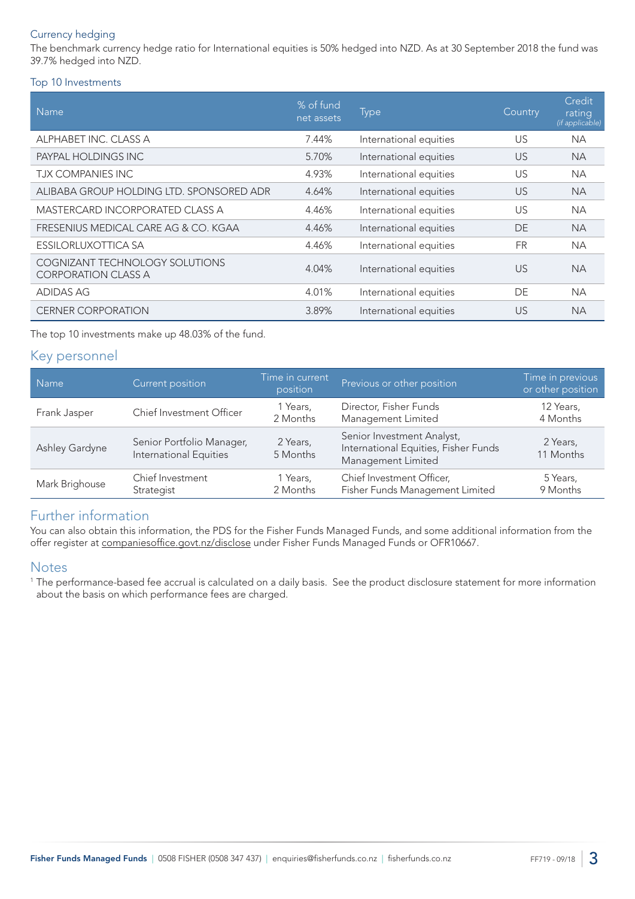### Currency hedging

The benchmark currency hedge ratio for International equities is 50% hedged into NZD. As at 30 September 2018 the fund was 39.7% hedged into NZD.

### Top 10 Investments

| Name | % of fund net assets | Type | Country | Credit rating *(if applicable)* |
|---|---|---|---|---|
| ALPHABET INC. CLASS A | 7.44% | International equities | US | NA |
| PAYPAL HOLDINGS INC | 5.70% | International equities | US | NA |
| TJX COMPANIES INC | 4.93% | International equities | US | NA |
| ALIBABA GROUP HOLDING LTD. SPONSORED ADR | 4.64% | International equities | US | NA |
| MASTERCARD INCORPORATED CLASS A | 4.46% | International equities | US | NA |
| FRESENIUS MEDICAL CARE AG & CO. KGAA | 4.46% | International equities | DE | NA |
| ESSILORLUXOTTICA SA | 4.46% | International equities | FR | NA |
| COGNIZANT TECHNOLOGY SOLUTIONS CORPORATION CLASS A | 4.04% | International equities | US | NA |
| ADIDAS AG | 4.01% | International equities | DE | NA |
| CERNER CORPORATION | 3.89% | International equities | US | NA |

The top 10 investments make up 48.03% of the fund.

## Key personnel

| Name | Current position | Time in current position | Previous or other position | Time in previous or other position |
|---|---|---|---|---|
| Frank Jasper | Chief Investment Officer | 1 Years, 2 Months | Director, Fisher Funds Management Limited | 12 Years, 4 Months |
| Ashley Gardyne | Senior Portfolio Manager, International Equities | 2 Years, 5 Months | Senior Investment Analyst, International Equities, Fisher Funds Management Limited | 2 Years, 11 Months |
| Mark Brighouse | Chief Investment Strategist | 1 Years, 2 Months | Chief Investment Officer, Fisher Funds Management Limited | 5 Years, 9 Months |

## Further information

You can also obtain this information, the PDS for the Fisher Funds Managed Funds, and some additional information from the offer register at companiesoffice.govt.nz/disclose under Fisher Funds Managed Funds or OFR10667.

## Notes

[1] The performance-based fee accrual is calculated on a daily basis. See the product disclosure statement for more information about the basis on which performance fees are charged.